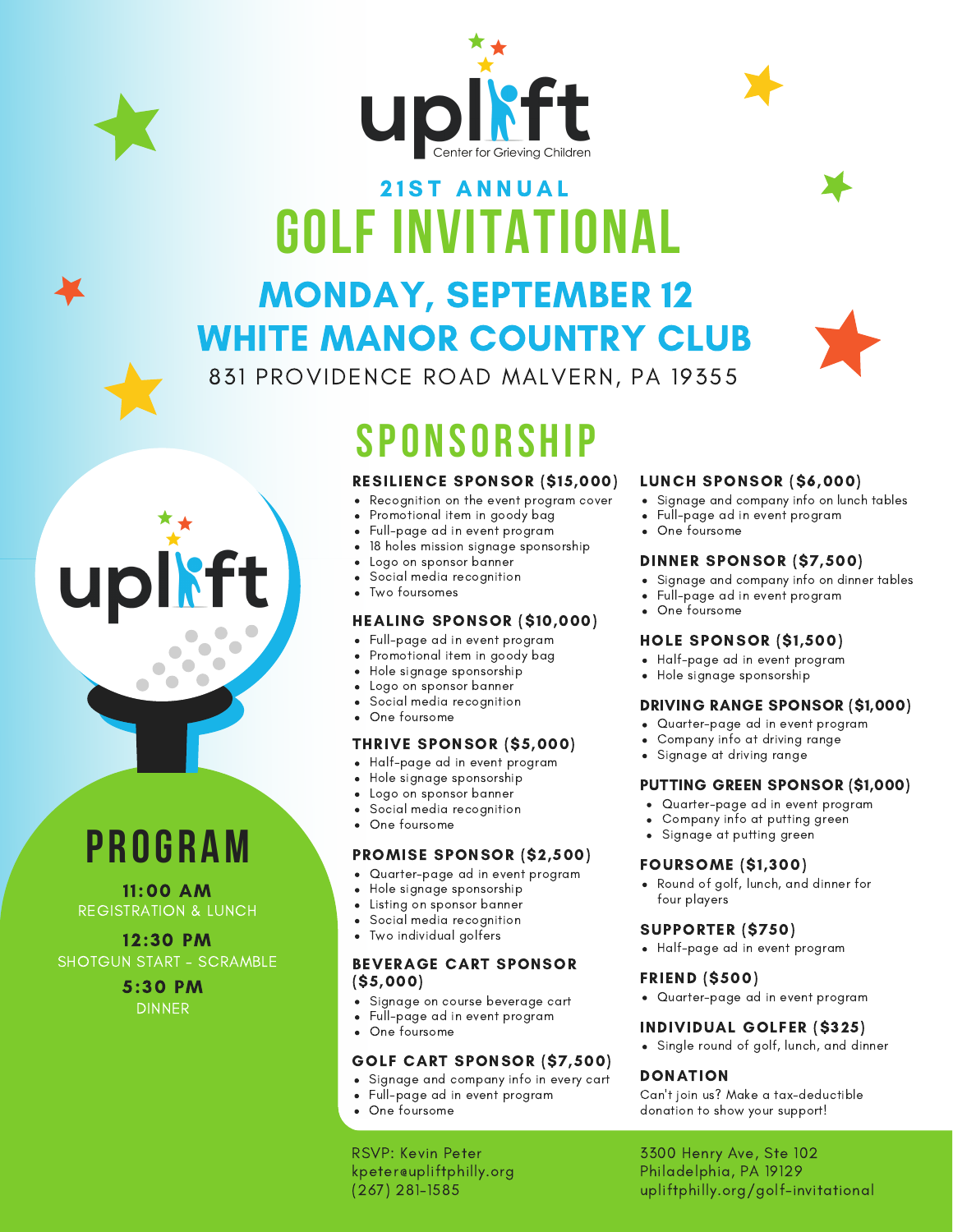uplift
Center for Grieving Children

## 21ST ANNUAL

# GOLF INVITATIONAL

## MONDAY, SEPTEMBER 12
## WHITE MANOR COUNTRY CLUB

831 PROVIDENCE ROAD MALVERN, PA 19355

## PROGRAM

**11:00 AM**
REGISTRATION & LUNCH

**12:30 PM**
SHOTGUN START - SCRAMBLE

**5:30 PM**
DINNER

# SPONSORSHIP

### RESILIENCE SPONSOR ($15,000)

- Recognition on the event program cover
- Promotional item in goody bag
- Full-page ad in event program
- 18 holes mission signage sponsorship
- Logo on sponsor banner
- Social media recognition
- Two foursomes

### HEALING SPONSOR ($10,000)

- Full-page ad in event program
- Promotional item in goody bag
- Hole signage sponsorship
- Logo on sponsor banner
- Social media recognition
- One foursome

### THRIVE SPONSOR ($5,000)

- Half-page ad in event program
- Hole signage sponsorship
- Logo on sponsor banner
- Social media recognition
- One foursome

### PROMISE SPONSOR ($2,500)

- Quarter-page ad in event program
- Hole signage sponsorship
- Listing on sponsor banner
- Social media recognition
- Two individual golfers

### BEVERAGE CART SPONSOR ($5,000)

- Signage on course beverage cart
- Full-page ad in event program
- One foursome

### GOLF CART SPONSOR ($7,500)

- Signage and company info in every cart
- Full-page ad in event program
- One foursome

### LUNCH SPONSOR ($6,000)

- Signage and company info on lunch tables
- Full-page ad in event program
- One foursome

### DINNER SPONSOR ($7,500)

- Signage and company info on dinner tables
- Full-page ad in event program
- One foursome

### HOLE SPONSOR ($1,500)

- Half-page ad in event program
- Hole signage sponsorship

### DRIVING RANGE SPONSOR ($1,000)

- Quarter-page ad in event program
- Company info at driving range
- Signage at driving range

### PUTTING GREEN SPONSOR ($1,000)

- Quarter-page ad in event program
- Company info at putting green
- Signage at putting green

### FOURSOME ($1,300)

- Round of golf, lunch, and dinner for four players

### SUPPORTER ($750)

- Half-page ad in event program

### FRIEND ($500)

- Quarter-page ad in event program

### INDIVIDUAL GOLFER ($325)

- Single round of golf, lunch, and dinner

### DONATION

Can't join us? Make a tax-deductible donation to show your support!

RSVP: Kevin Peter
kpeter@upliftphilly.org
(267) 281-1585

3300 Henry Ave, Ste 102
Philadelphia, PA 19129
upliftphilly.org/golf-invitational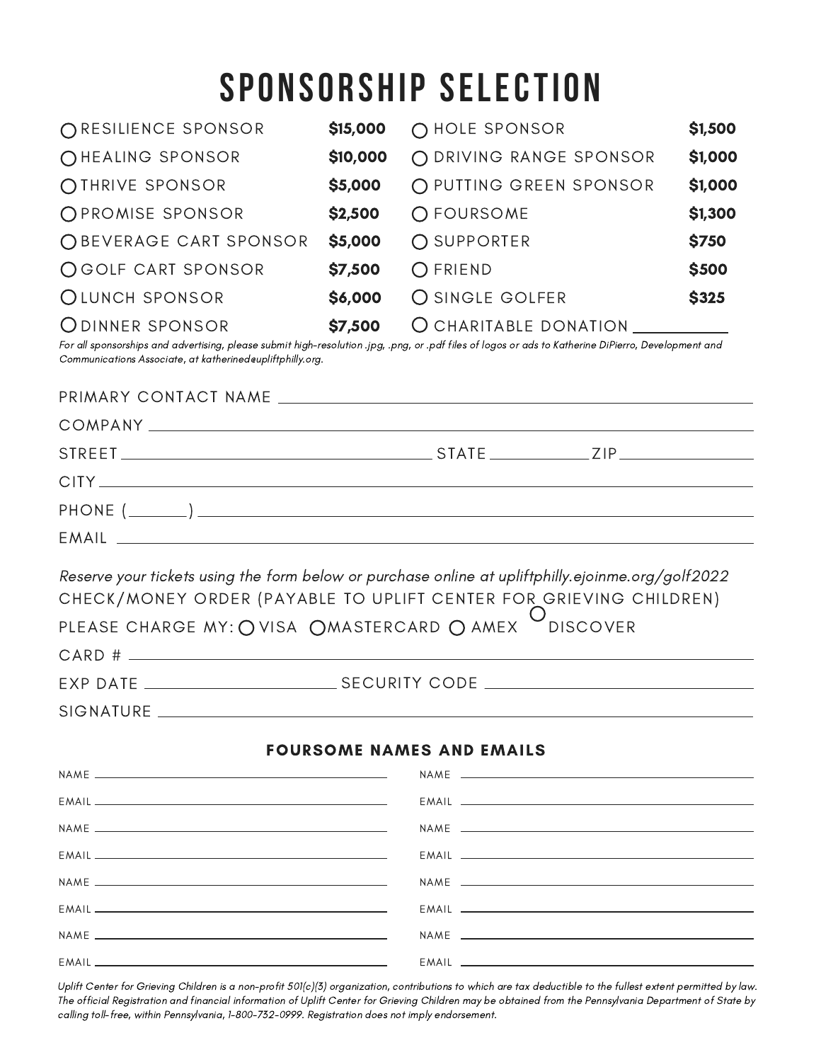# SPONSORSHIP SELECTION

| | | | |
|---|---|---|---|
| ○ RESILIENCE SPONSOR | **$15,000** | ○ HOLE SPONSOR | **$1,500** |
| ○ HEALING SPONSOR | **$10,000** | ○ DRIVING RANGE SPONSOR | **$1,000** |
| ○ THRIVE SPONSOR | **$5,000** | ○ PUTTING GREEN SPONSOR | **$1,000** |
| ○ PROMISE SPONSOR | **$2,500** | ○ FOURSOME | **$1,300** |
| ○ BEVERAGE CART SPONSOR | **$5,000** | ○ SUPPORTER | **$750** |
| ○ GOLF CART SPONSOR | **$7,500** | ○ FRIEND | **$500** |
| ○ LUNCH SPONSOR | **$6,000** | ○ SINGLE GOLFER | **$325** |
| ○ DINNER SPONSOR | **$7,500** | ○ CHARITABLE DONATION ________ | |

*For all sponsorships and advertising, please submit high-resolution .jpg, .png, or .pdf files of logos or ads to Katherine DiPierro, Development and Communications Associate, at katherined@upliftphilly.org.*

PRIMARY CONTACT NAME ______________________________

COMPANY ______________________________

STREET ______________________________ STATE __________ ZIP __________

CITY ______________________________

PHONE (______) ______________________________

EMAIL ______________________________

*Reserve your tickets using the form below or purchase online at upliftphilly.ejoinme.org/golf2022*

CHECK/MONEY ORDER (PAYABLE TO UPLIFT CENTER FOR GRIEVING CHILDREN)

PLEASE CHARGE MY: ○ VISA ○ MASTERCARD ○ AMEX ○ DISCOVER

CARD # ______________________________

EXP DATE ______________ SECURITY CODE ______________

SIGNATURE ______________________________

### FOURSOME NAMES AND EMAILS

NAME ______________________ NAME ______________________

EMAIL ______________________ EMAIL ______________________

NAME ______________________ NAME ______________________

EMAIL ______________________ EMAIL ______________________

NAME ______________________ NAME ______________________

EMAIL ______________________ EMAIL ______________________

NAME ______________________ NAME ______________________

EMAIL ______________________ EMAIL ______________________

*Uplift Center for Grieving Children is a non-profit 501(c)(3) organization, contributions to which are tax deductible to the fullest extent permitted by law. The official Registration and financial information of Uplift Center for Grieving Children may be obtained from the Pennsylvania Department of State by calling toll-free, within Pennsylvania, 1-800-732-0999. Registration does not imply endorsement.*